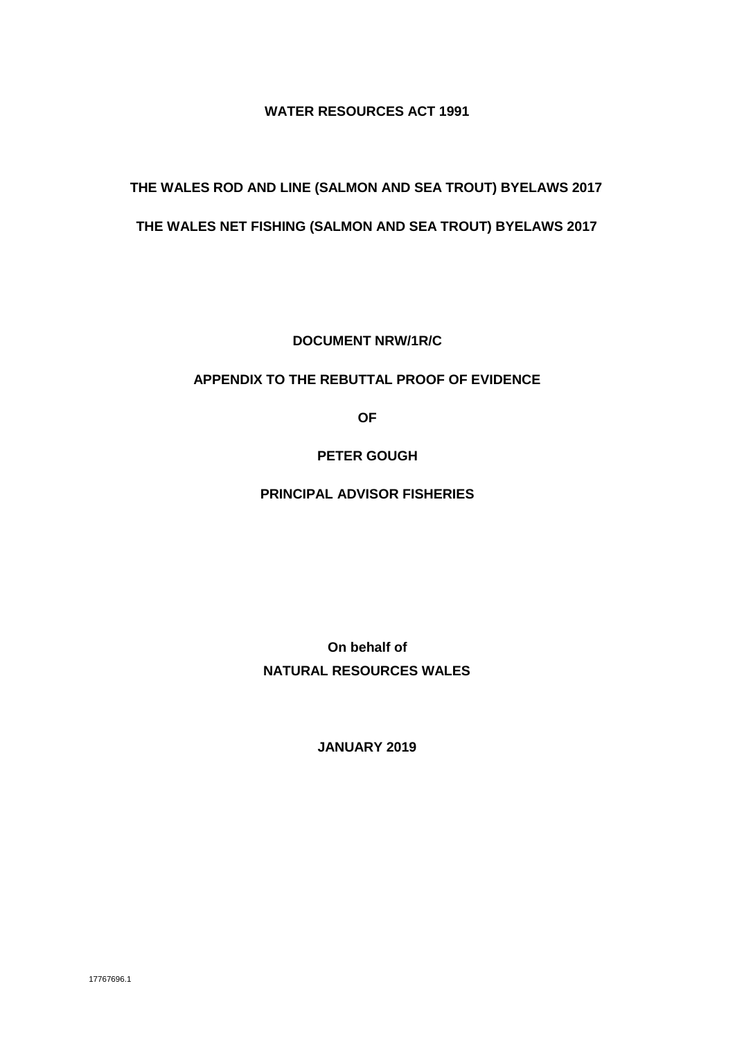**WATER RESOURCES ACT 1991**

**THE WALES ROD AND LINE (SALMON AND SEA TROUT) BYELAWS 2017**

**THE WALES NET FISHING (SALMON AND SEA TROUT) BYELAWS 2017**

**DOCUMENT NRW/1R/C**

**APPENDIX TO THE REBUTTAL PROOF OF EVIDENCE**

**OF**

**PETER GOUGH**

**PRINCIPAL ADVISOR FISHERIES**

**On behalf of**
**NATURAL RESOURCES WALES**

**JANUARY 2019**

17767696.1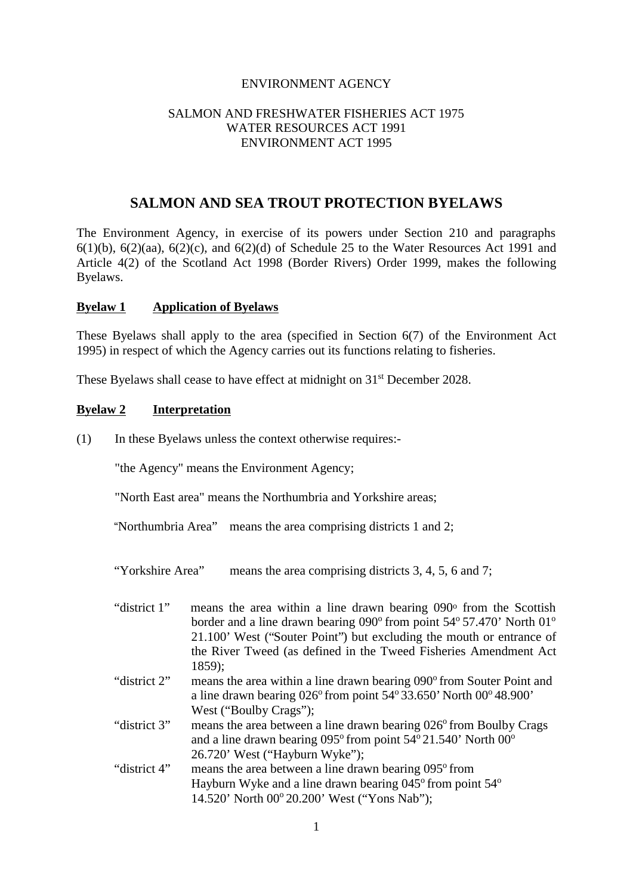ENVIRONMENT AGENCY

SALMON AND FRESHWATER FISHERIES ACT 1975
WATER RESOURCES ACT 1991
ENVIRONMENT ACT 1995

# SALMON AND SEA TROUT PROTECTION BYELAWS

The Environment Agency, in exercise of its powers under Section 210 and paragraphs 6(1)(b), 6(2)(aa), 6(2)(c), and 6(2)(d) of Schedule 25 to the Water Resources Act 1991 and Article 4(2) of the Scotland Act 1998 (Border Rivers) Order 1999, makes the following Byelaws.

## Byelaw 1 Application of Byelaws

These Byelaws shall apply to the area (specified in Section 6(7) of the Environment Act 1995) in respect of which the Agency carries out its functions relating to fisheries.

These Byelaws shall cease to have effect at midnight on 31st December 2028.

## Byelaw 2 Interpretation

(1) In these Byelaws unless the context otherwise requires:-

"the Agency" means the Environment Agency;

"North East area" means the Northumbria and Yorkshire areas;

"Northumbria Area" means the area comprising districts 1 and 2;

"Yorkshire Area" means the area comprising districts 3, 4, 5, 6 and 7;

"district 1" means the area within a line drawn bearing 090° from the Scottish border and a line drawn bearing 090° from point 54° 57.470' North 01° 21.100' West ("Souter Point") but excluding the mouth or entrance of the River Tweed (as defined in the Tweed Fisheries Amendment Act 1859);

"district 2" means the area within a line drawn bearing 090° from Souter Point and a line drawn bearing 026° from point 54° 33.650' North 00° 48.900' West ("Boulby Crags");

"district 3" means the area between a line drawn bearing 026° from Boulby Crags and a line drawn bearing 095° from point 54° 21.540' North 00° 26.720' West ("Hayburn Wyke");

"district 4" means the area between a line drawn bearing 095° from Hayburn Wyke and a line drawn bearing 045° from point 54° 14.520' North 00° 20.200' West ("Yons Nab");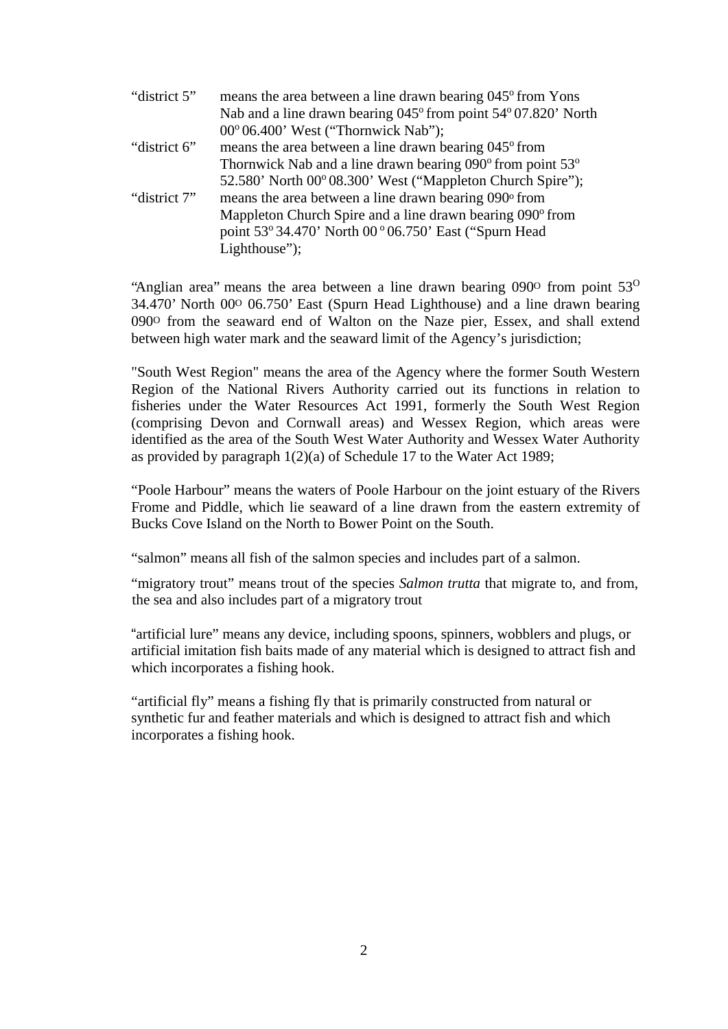| | |
|---|---|
| “district 5” | means the area between a line drawn bearing 045° from Yons Nab and a line drawn bearing 045° from point 54° 07.820’ North 00° 06.400’ West (“Thornwick Nab”); |
| “district 6” | means the area between a line drawn bearing 045° from Thornwick Nab and a line drawn bearing 090° from point 53° 52.580’ North 00° 08.300’ West (“Mappleton Church Spire”); |
| “district 7” | means the area between a line drawn bearing 090° from Mappleton Church Spire and a line drawn bearing 090° from point 53° 34.470’ North 00 ° 06.750’ East (“Spurn Head Lighthouse”); |

“Anglian area” means the area between a line drawn bearing 090° from point 53° 34.470’ North 00° 06.750’ East (Spurn Head Lighthouse) and a line drawn bearing 090° from the seaward end of Walton on the Naze pier, Essex, and shall extend between high water mark and the seaward limit of the Agency’s jurisdiction;

"South West Region" means the area of the Agency where the former South Western Region of the National Rivers Authority carried out its functions in relation to fisheries under the Water Resources Act 1991, formerly the South West Region (comprising Devon and Cornwall areas) and Wessex Region, which areas were identified as the area of the South West Water Authority and Wessex Water Authority as provided by paragraph 1(2)(a) of Schedule 17 to the Water Act 1989;

“Poole Harbour” means the waters of Poole Harbour on the joint estuary of the Rivers Frome and Piddle, which lie seaward of a line drawn from the eastern extremity of Bucks Cove Island on the North to Bower Point on the South.

“salmon” means all fish of the salmon species and includes part of a salmon.

“migratory trout” means trout of the species *Salmon trutta* that migrate to, and from, the sea and also includes part of a migratory trout

“artificial lure” means any device, including spoons, spinners, wobblers and plugs, or artificial imitation fish baits made of any material which is designed to attract fish and which incorporates a fishing hook.

“artificial fly” means a fishing fly that is primarily constructed from natural or synthetic fur and feather materials and which is designed to attract fish and which incorporates a fishing hook.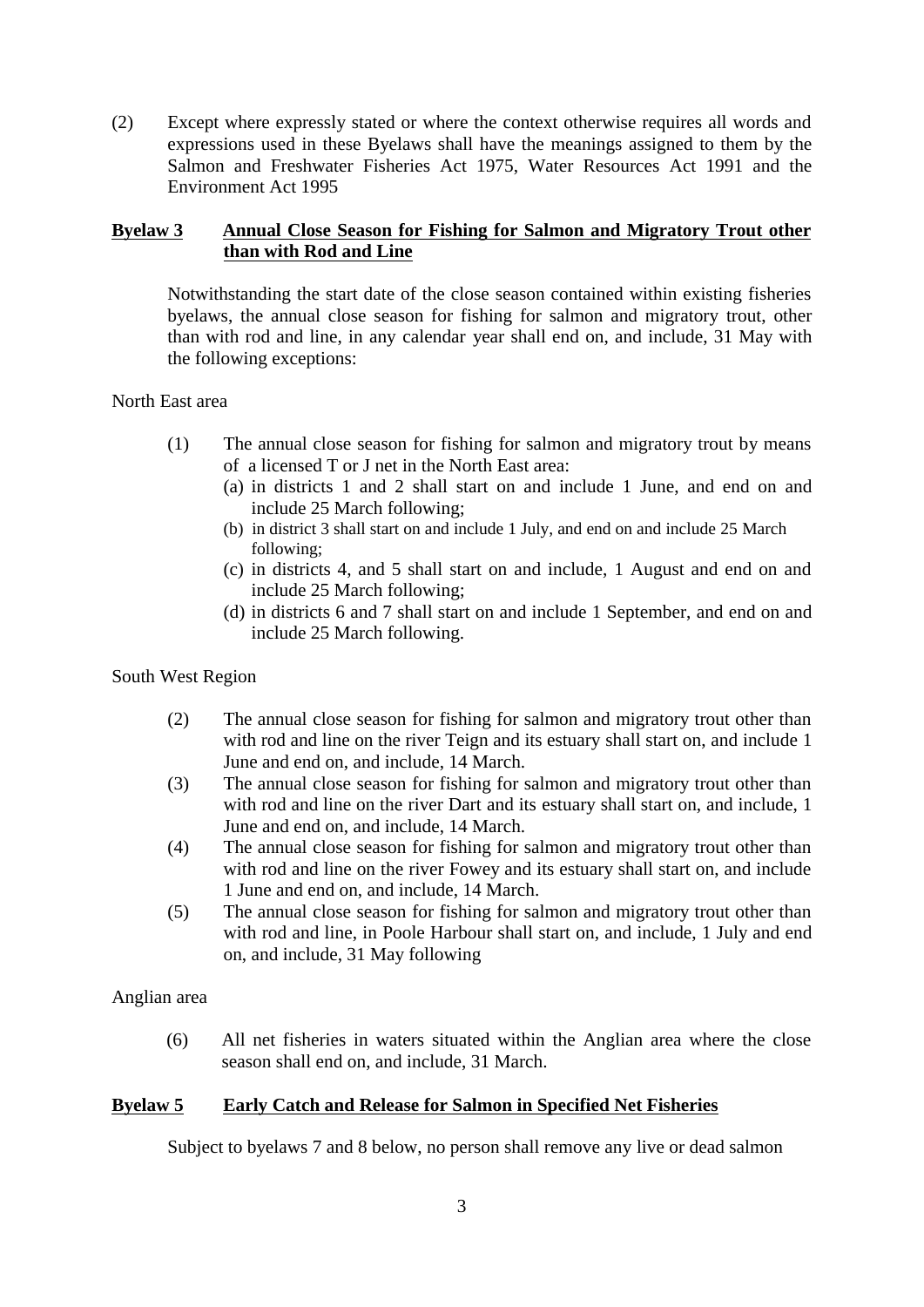(2) Except where expressly stated or where the context otherwise requires all words and expressions used in these Byelaws shall have the meanings assigned to them by the Salmon and Freshwater Fisheries Act 1975, Water Resources Act 1991 and the Environment Act 1995

**Byelaw 3** **Annual Close Season for Fishing for Salmon and Migratory Trout other than with Rod and Line**

Notwithstanding the start date of the close season contained within existing fisheries byelaws, the annual close season for fishing for salmon and migratory trout, other than with rod and line, in any calendar year shall end on, and include, 31 May with the following exceptions:

North East area

(1) The annual close season for fishing for salmon and migratory trout by means of a licensed T or J net in the North East area:
   - (a) in districts 1 and 2 shall start on and include 1 June, and end on and include 25 March following;
   - (b) in district 3 shall start on and include 1 July, and end on and include 25 March following;
   - (c) in districts 4, and 5 shall start on and include, 1 August and end on and include 25 March following;
   - (d) in districts 6 and 7 shall start on and include 1 September, and end on and include 25 March following.

South West Region

(2) The annual close season for fishing for salmon and migratory trout other than with rod and line on the river Teign and its estuary shall start on, and include 1 June and end on, and include, 14 March.

(3) The annual close season for fishing for salmon and migratory trout other than with rod and line on the river Dart and its estuary shall start on, and include, 1 June and end on, and include, 14 March.

(4) The annual close season for fishing for salmon and migratory trout other than with rod and line on the river Fowey and its estuary shall start on, and include 1 June and end on, and include, 14 March.

(5) The annual close season for fishing for salmon and migratory trout other than with rod and line, in Poole Harbour shall start on, and include, 1 July and end on, and include, 31 May following

Anglian area

(6) All net fisheries in waters situated within the Anglian area where the close season shall end on, and include, 31 March.

**Byelaw 5** **Early Catch and Release for Salmon in Specified Net Fisheries**

Subject to byelaws 7 and 8 below, no person shall remove any live or dead salmon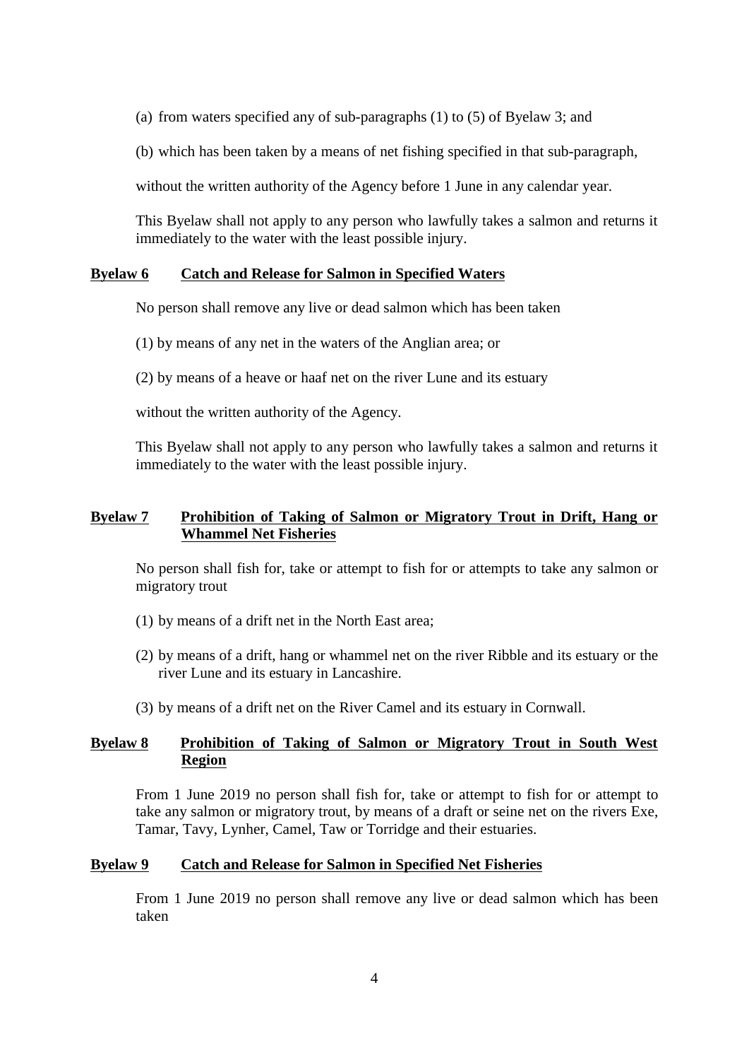(a) from waters specified any of sub-paragraphs (1) to (5) of Byelaw 3; and

(b) which has been taken by a means of net fishing specified in that sub-paragraph,

without the written authority of the Agency before 1 June in any calendar year.

This Byelaw shall not apply to any person who lawfully takes a salmon and returns it immediately to the water with the least possible injury.

**Byelaw 6 Catch and Release for Salmon in Specified Waters**

No person shall remove any live or dead salmon which has been taken

(1) by means of any net in the waters of the Anglian area; or

(2) by means of a heave or haaf net on the river Lune and its estuary

without the written authority of the Agency.

This Byelaw shall not apply to any person who lawfully takes a salmon and returns it immediately to the water with the least possible injury.

**Byelaw 7 Prohibition of Taking of Salmon or Migratory Trout in Drift, Hang or Whammel Net Fisheries**

No person shall fish for, take or attempt to fish for or attempts to take any salmon or migratory trout

(1) by means of a drift net in the North East area;

(2) by means of a drift, hang or whammel net on the river Ribble and its estuary or the river Lune and its estuary in Lancashire.

(3) by means of a drift net on the River Camel and its estuary in Cornwall.

**Byelaw 8 Prohibition of Taking of Salmon or Migratory Trout in South West Region**

From 1 June 2019 no person shall fish for, take or attempt to fish for or attempt to take any salmon or migratory trout, by means of a draft or seine net on the rivers Exe, Tamar, Tavy, Lynher, Camel, Taw or Torridge and their estuaries.

**Byelaw 9 Catch and Release for Salmon in Specified Net Fisheries**

From 1 June 2019 no person shall remove any live or dead salmon which has been taken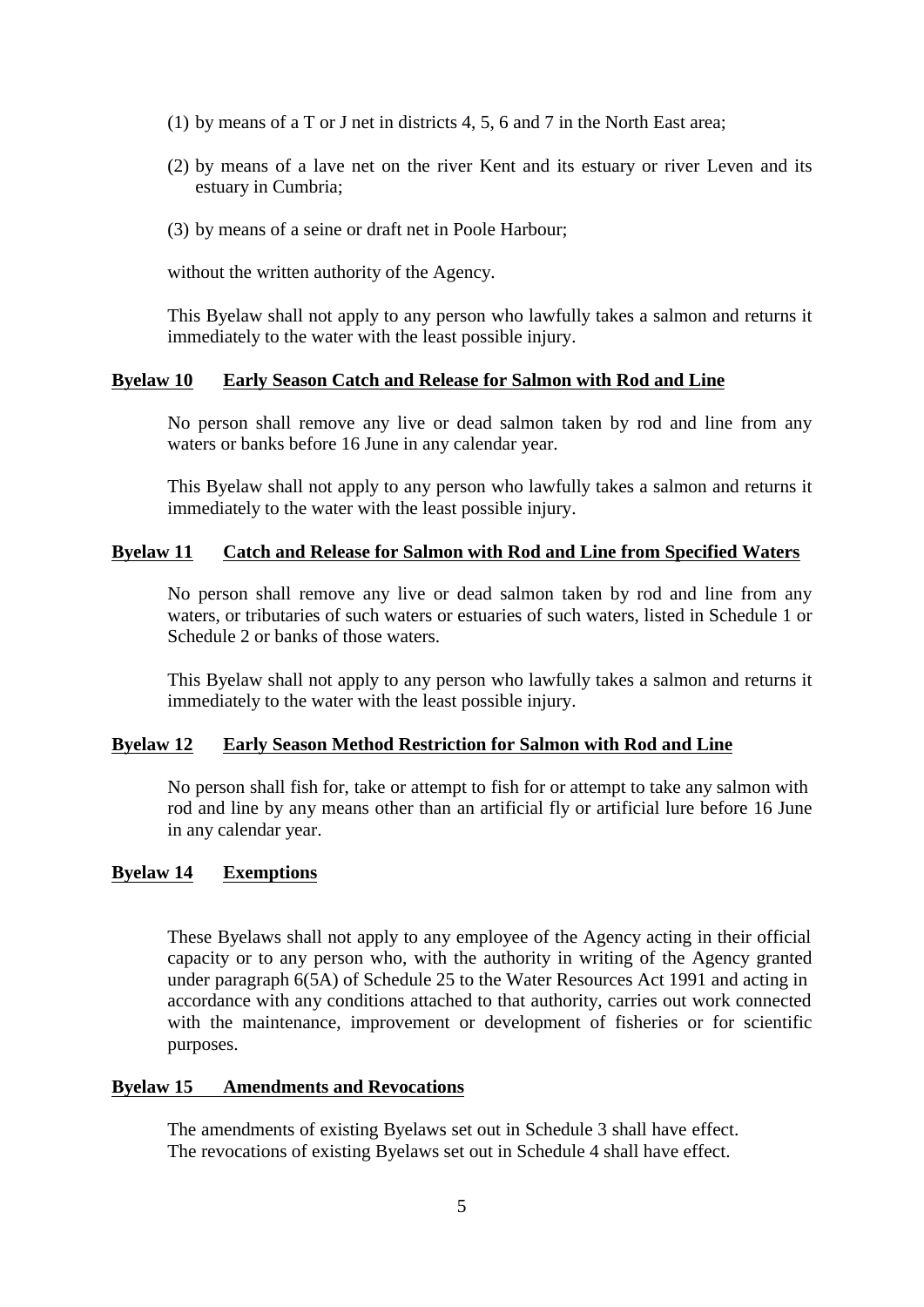(1) by means of a T or J net in districts 4, 5, 6 and 7 in the North East area;

(2) by means of a lave net on the river Kent and its estuary or river Leven and its estuary in Cumbria;

(3) by means of a seine or draft net in Poole Harbour;

without the written authority of the Agency.

This Byelaw shall not apply to any person who lawfully takes a salmon and returns it immediately to the water with the least possible injury.

## Byelaw 10 Early Season Catch and Release for Salmon with Rod and Line

No person shall remove any live or dead salmon taken by rod and line from any waters or banks before 16 June in any calendar year.

This Byelaw shall not apply to any person who lawfully takes a salmon and returns it immediately to the water with the least possible injury.

## Byelaw 11 Catch and Release for Salmon with Rod and Line from Specified Waters

No person shall remove any live or dead salmon taken by rod and line from any waters, or tributaries of such waters or estuaries of such waters, listed in Schedule 1 or Schedule 2 or banks of those waters.

This Byelaw shall not apply to any person who lawfully takes a salmon and returns it immediately to the water with the least possible injury.

## Byelaw 12 Early Season Method Restriction for Salmon with Rod and Line

No person shall fish for, take or attempt to fish for or attempt to take any salmon with rod and line by any means other than an artificial fly or artificial lure before 16 June in any calendar year.

## Byelaw 14 Exemptions

These Byelaws shall not apply to any employee of the Agency acting in their official capacity or to any person who, with the authority in writing of the Agency granted under paragraph 6(5A) of Schedule 25 to the Water Resources Act 1991 and acting in accordance with any conditions attached to that authority, carries out work connected with the maintenance, improvement or development of fisheries or for scientific purposes.

## Byelaw 15 Amendments and Revocations

The amendments of existing Byelaws set out in Schedule 3 shall have effect.
The revocations of existing Byelaws set out in Schedule 4 shall have effect.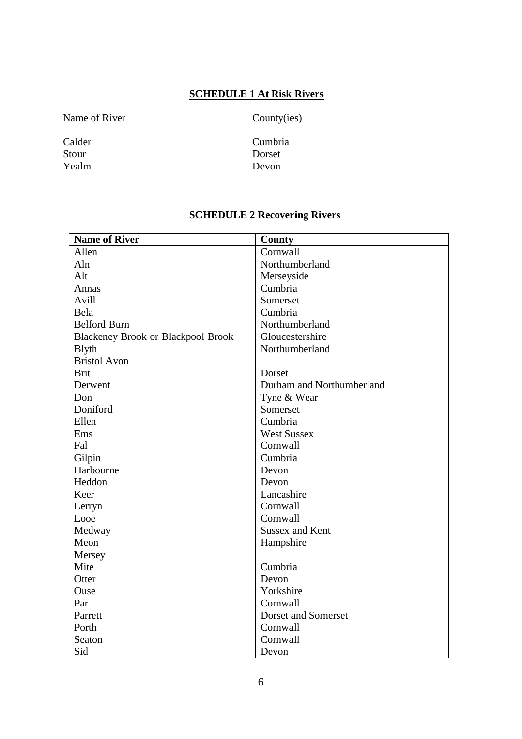## SCHEDULE 1 At Risk Rivers

| Name of River | County(ies) |
|---|---|
| Calder | Cumbria |
| Stour | Dorset |
| Yealm | Devon |

## SCHEDULE 2 Recovering Rivers

| Name of River | County |
|---|---|
| Allen | Cornwall |
| Aln | Northumberland |
| Alt | Merseyside |
| Annas | Cumbria |
| Avill | Somerset |
| Bela | Cumbria |
| Belford Burn | Northumberland |
| Blackeney Brook or Blackpool Brook | Gloucestershire |
| Blyth | Northumberland |
| Bristol Avon | |
| Brit | Dorset |
| Derwent | Durham and Northumberland |
| Don | Tyne & Wear |
| Doniford | Somerset |
| Ellen | Cumbria |
| Ems | West Sussex |
| Fal | Cornwall |
| Gilpin | Cumbria |
| Harbourne | Devon |
| Heddon | Devon |
| Keer | Lancashire |
| Lerryn | Cornwall |
| Looe | Cornwall |
| Medway | Sussex and Kent |
| Meon | Hampshire |
| Mersey | |
| Mite | Cumbria |
| Otter | Devon |
| Ouse | Yorkshire |
| Par | Cornwall |
| Parrett | Dorset and Somerset |
| Porth | Cornwall |
| Seaton | Cornwall |
| Sid | Devon |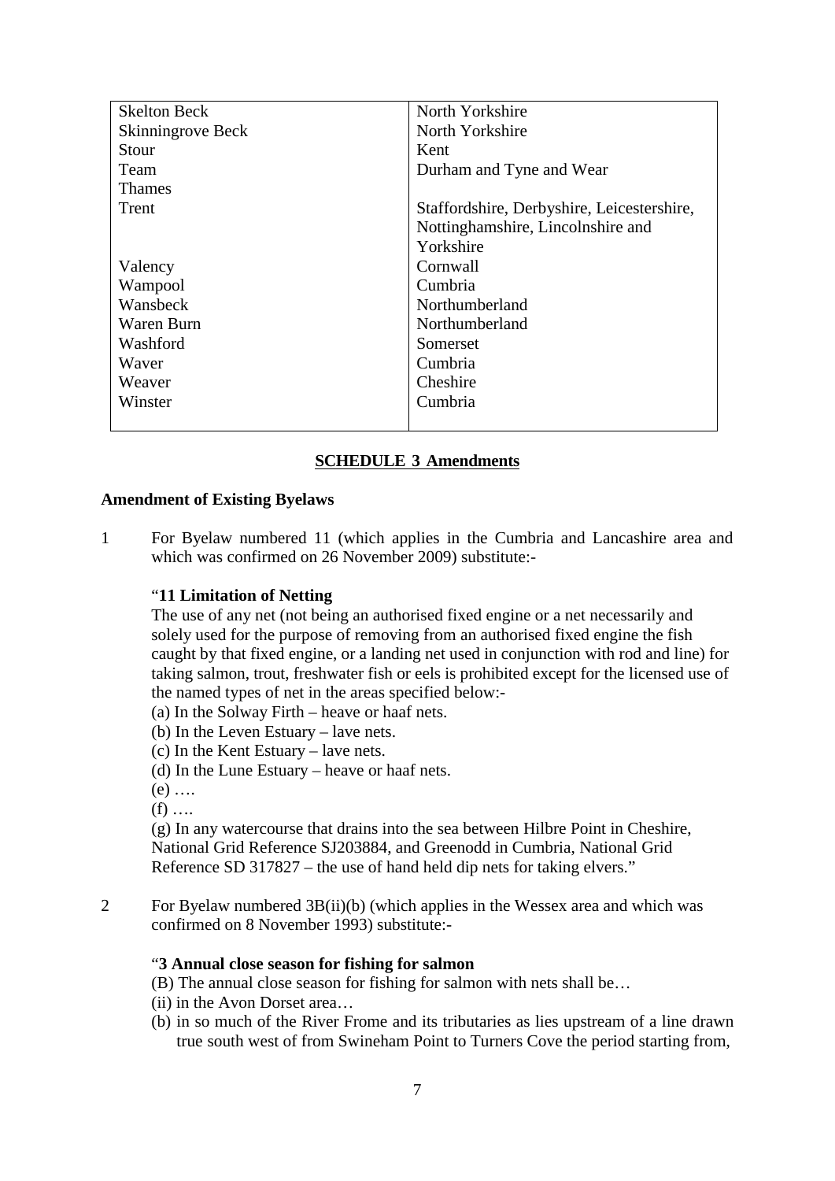| | |
|---|---|
| Skelton Beck | North Yorkshire |
| Skinningrove Beck | North Yorkshire |
| Stour | Kent |
| Team | Durham and Tyne and Wear |
| Thames | |
| Trent | Staffordshire, Derbyshire, Leicestershire, Nottinghamshire, Lincolnshire and Yorkshire |
| Valency | Cornwall |
| Wampool | Cumbria |
| Wansbeck | Northumberland |
| Waren Burn | Northumberland |
| Washford | Somerset |
| Waver | Cumbria |
| Weaver | Cheshire |
| Winster | Cumbria |

## SCHEDULE 3 Amendments

**Amendment of Existing Byelaws**

1 For Byelaw numbered 11 (which applies in the Cumbria and Lancashire area and which was confirmed on 26 November 2009) substitute:-

"**11 Limitation of Netting**
The use of any net (not being an authorised fixed engine or a net necessarily and solely used for the purpose of removing from an authorised fixed engine the fish caught by that fixed engine, or a landing net used in conjunction with rod and line) for taking salmon, trout, freshwater fish or eels is prohibited except for the licensed use of the named types of net in the areas specified below:-
(a) In the Solway Firth – heave or haaf nets.
(b) In the Leven Estuary – lave nets.
(c) In the Kent Estuary – lave nets.
(d) In the Lune Estuary – heave or haaf nets.
(e) ….
(f) ….
(g) In any watercourse that drains into the sea between Hilbre Point in Cheshire, National Grid Reference SJ203884, and Greenodd in Cumbria, National Grid Reference SD 317827 – the use of hand held dip nets for taking elvers."

2 For Byelaw numbered 3B(ii)(b) (which applies in the Wessex area and which was confirmed on 8 November 1993) substitute:-

"**3 Annual close season for fishing for salmon**
(B) The annual close season for fishing for salmon with nets shall be…
(ii) in the Avon Dorset area…
(b) in so much of the River Frome and its tributaries as lies upstream of a line drawn true south west of from Swineham Point to Turners Cove the period starting from,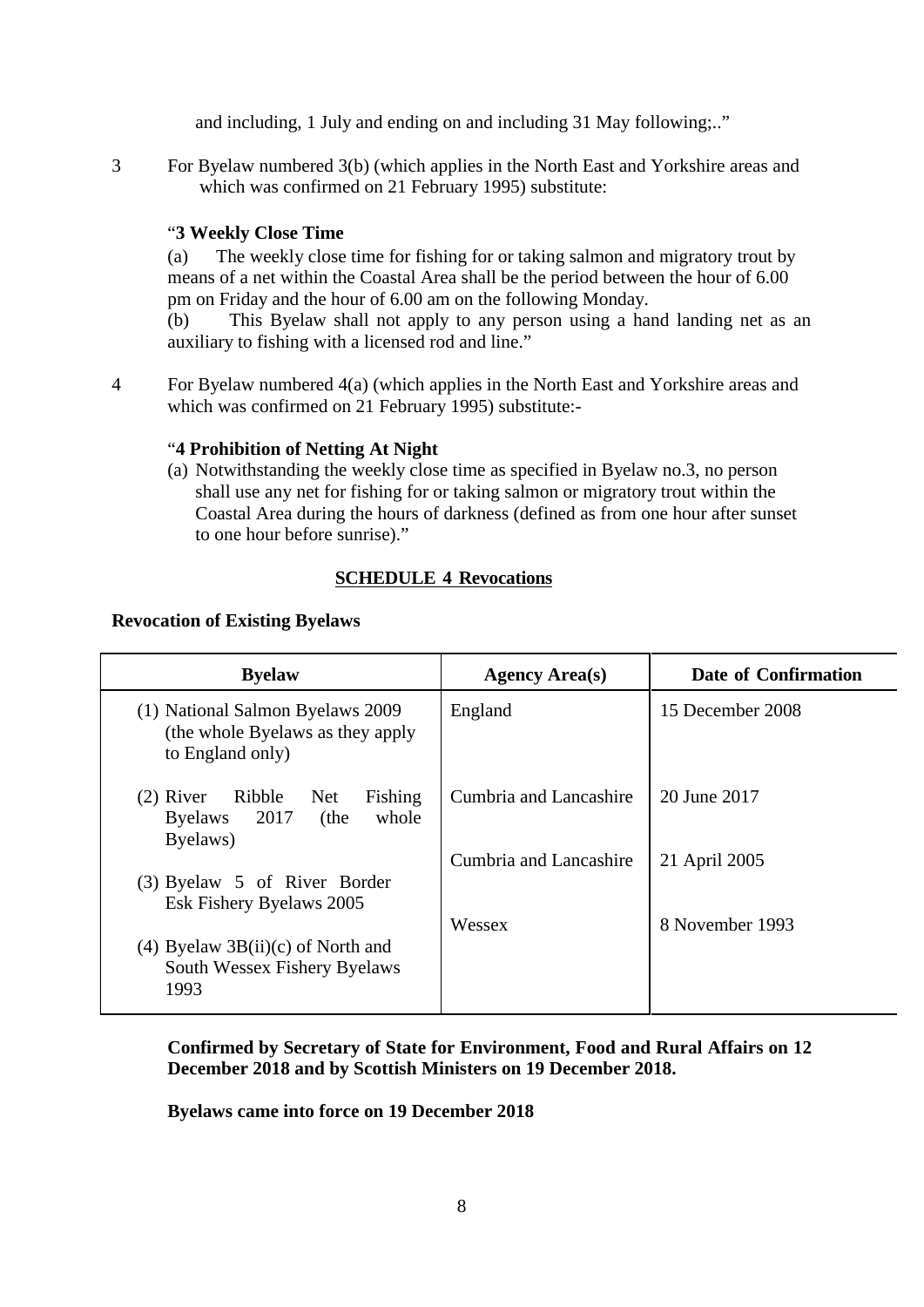and including, 1 July and ending on and including 31 May following;.."

3 For Byelaw numbered 3(b) (which applies in the North East and Yorkshire areas and which was confirmed on 21 February 1995) substitute:

"**3 Weekly Close Time**

(a) The weekly close time for fishing for or taking salmon and migratory trout by means of a net within the Coastal Area shall be the period between the hour of 6.00 pm on Friday and the hour of 6.00 am on the following Monday.

(b) This Byelaw shall not apply to any person using a hand landing net as an auxiliary to fishing with a licensed rod and line."

4 For Byelaw numbered 4(a) (which applies in the North East and Yorkshire areas and which was confirmed on 21 February 1995) substitute:-

"**4 Prohibition of Netting At Night**

(a) Notwithstanding the weekly close time as specified in Byelaw no.3, no person shall use any net for fishing for or taking salmon or migratory trout within the Coastal Area during the hours of darkness (defined as from one hour after sunset to one hour before sunrise)."

## SCHEDULE 4 Revocations

**Revocation of Existing Byelaws**

| Byelaw | Agency Area(s) | Date of Confirmation |
|---|---|---|
| (1) National Salmon Byelaws 2009 (the whole Byelaws as they apply to England only) | England | 15 December 2008 |
| (2) River Ribble Net Fishing Byelaws 2017 (the whole Byelaws) | Cumbria and Lancashire | 20 June 2017 |
| (3) Byelaw 5 of River Border Esk Fishery Byelaws 2005 | Cumbria and Lancashire | 21 April 2005 |
| (4) Byelaw 3B(ii)(c) of North and South Wessex Fishery Byelaws 1993 | Wessex | 8 November 1993 |

**Confirmed by Secretary of State for Environment, Food and Rural Affairs on 12 December 2018 and by Scottish Ministers on 19 December 2018.**

**Byelaws came into force on 19 December 2018**